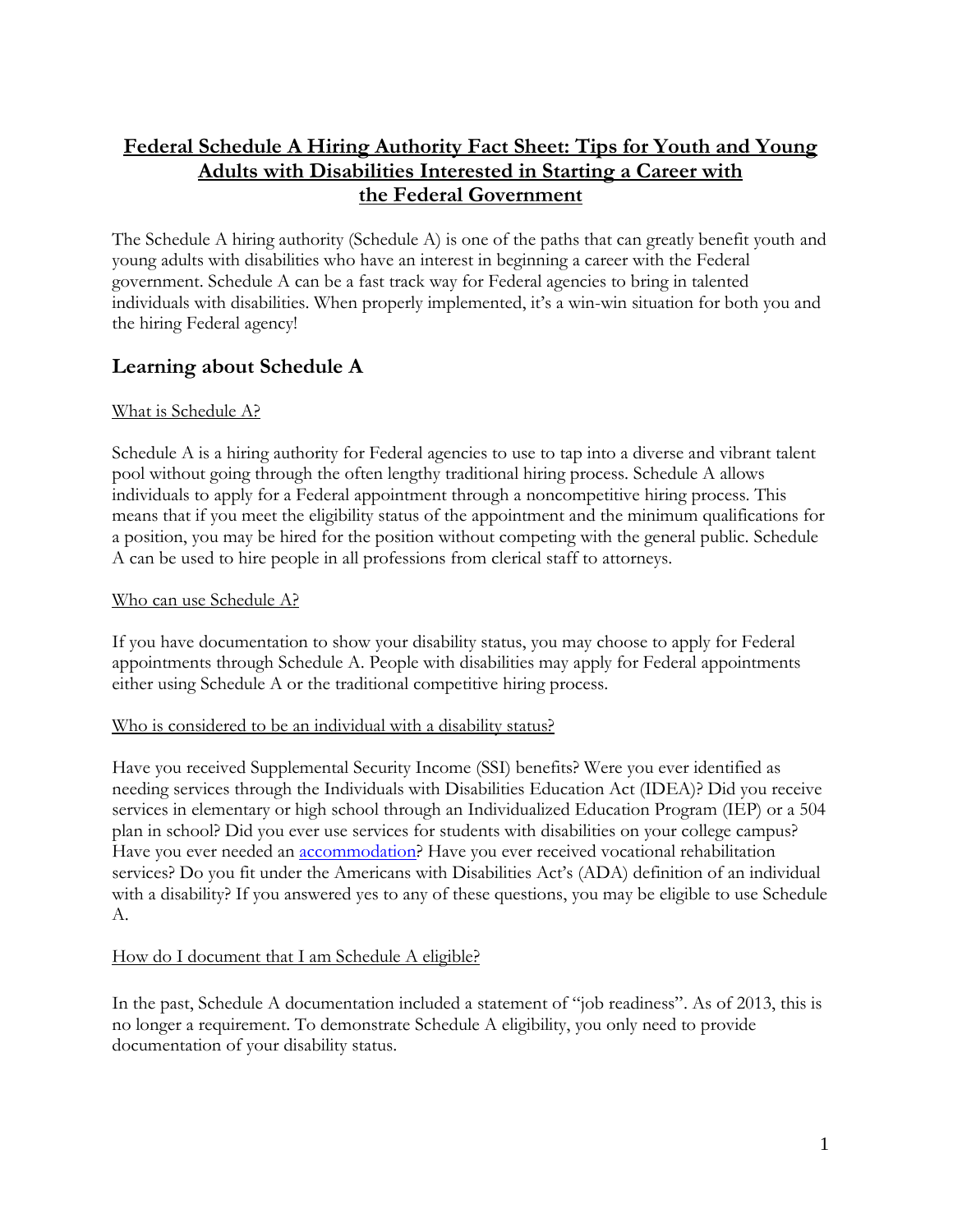# Federal Schedule A Hiring Authority Fact Sheet: Tips for Youth and Young Adults with Disabilities Interested in Starting a Career with the Federal Government

The Schedule A hiring authority (Schedule A) is one of the paths that can greatly benefit youth and young adults with disabilities who have an interest in beginning a career with the Federal government. Schedule A can be a fast track way for Federal agencies to bring in talented individuals with disabilities. When properly implemented, it's a win-win situation for both you and the hiring Federal agency!

## Learning about Schedule A

### What is Schedule A?

Schedule A is a hiring authority for Federal agencies to use to tap into a diverse and vibrant talent pool without going through the often lengthy traditional hiring process. Schedule A allows individuals to apply for a Federal appointment through a noncompetitive hiring process. This means that if you meet the eligibility status of the appointment and the minimum qualifications for a position, you may be hired for the position without competing with the general public. Schedule A can be used to hire people in all professions from clerical staff to attorneys.

### Who can use Schedule A?

If you have documentation to show your disability status, you may choose to apply for Federal appointments through Schedule A. People with disabilities may apply for Federal appointments either using Schedule A or the traditional competitive hiring process.

### Who is considered to be an individual with a disability status?

Have you received Supplemental Security Income (SSI) benefits? Were you ever identified as needing services through the Individuals with Disabilities Education Act (IDEA)? Did you receive services in elementary or high school through an Individualized Education Program (IEP) or a 504 plan in school? Did you ever use services for students with disabilities on your college campus? Have you ever needed an accommodation? Have you ever received vocational rehabilitation services? Do you fit under the Americans with Disabilities Act's (ADA) definition of an individual with a disability? If you answered yes to any of these questions, you may be eligible to use Schedule A.

### How do I document that I am Schedule A eligible?

In the past, Schedule A documentation included a statement of "job readiness". As of 2013, this is no longer a requirement. To demonstrate Schedule A eligibility, you only need to provide documentation of your disability status.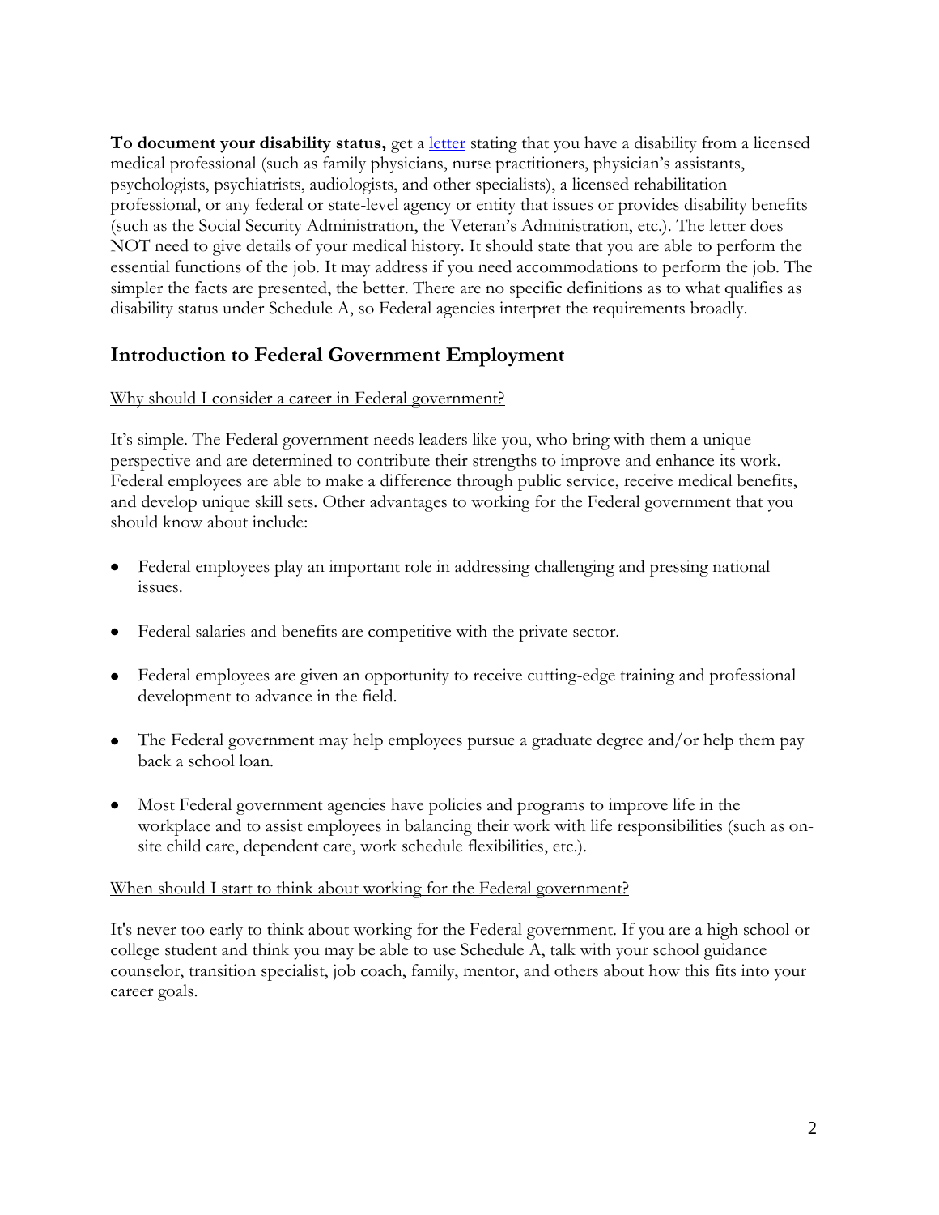**To document your disability status,** get a letter stating that you have a disability from a licensed medical professional (such as family physicians, nurse practitioners, physician's assistants, psychologists, psychiatrists, audiologists, and other specialists), a licensed rehabilitation professional, or any federal or state-level agency or entity that issues or provides disability benefits (such as the Social Security Administration, the Veteran's Administration, etc.). The letter does NOT need to give details of your medical history. It should state that you are able to perform the essential functions of the job. It may address if you need accommodations to perform the job. The simpler the facts are presented, the better. There are no specific definitions as to what qualifies as disability status under Schedule A, so Federal agencies interpret the requirements broadly.

## Introduction to Federal Government Employment

Why should I consider a career in Federal government?

It's simple. The Federal government needs leaders like you, who bring with them a unique perspective and are determined to contribute their strengths to improve and enhance its work. Federal employees are able to make a difference through public service, receive medical benefits, and develop unique skill sets. Other advantages to working for the Federal government that you should know about include:

- Federal employees play an important role in addressing challenging and pressing national issues.
- Federal salaries and benefits are competitive with the private sector.
- Federal employees are given an opportunity to receive cutting-edge training and professional development to advance in the field.
- The Federal government may help employees pursue a graduate degree and/or help them pay back a school loan.
- Most Federal government agencies have policies and programs to improve life in the workplace and to assist employees in balancing their work with life responsibilities (such as on-site child care, dependent care, work schedule flexibilities, etc.).

When should I start to think about working for the Federal government?

It's never too early to think about working for the Federal government. If you are a high school or college student and think you may be able to use Schedule A, talk with your school guidance counselor, transition specialist, job coach, family, mentor, and others about how this fits into your career goals.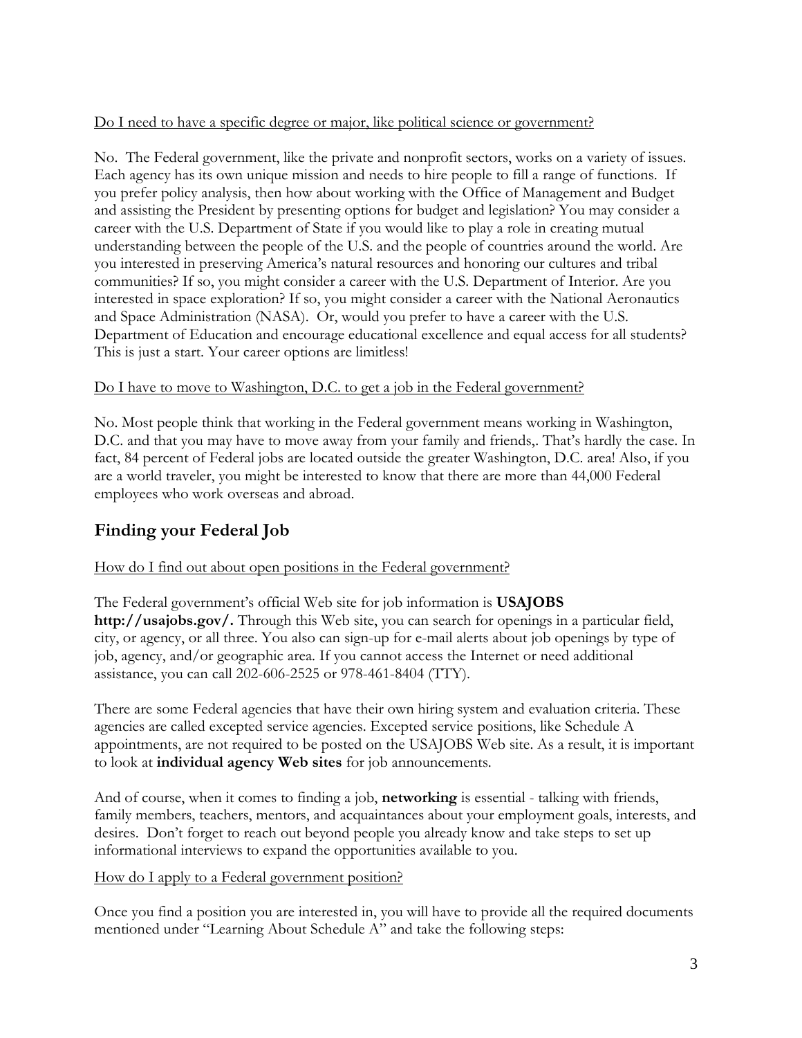Do I need to have a specific degree or major, like political science or government?

No. The Federal government, like the private and nonprofit sectors, works on a variety of issues. Each agency has its own unique mission and needs to hire people to fill a range of functions. If you prefer policy analysis, then how about working with the Office of Management and Budget and assisting the President by presenting options for budget and legislation? You may consider a career with the U.S. Department of State if you would like to play a role in creating mutual understanding between the people of the U.S. and the people of countries around the world. Are you interested in preserving America's natural resources and honoring our cultures and tribal communities? If so, you might consider a career with the U.S. Department of Interior. Are you interested in space exploration? If so, you might consider a career with the National Aeronautics and Space Administration (NASA). Or, would you prefer to have a career with the U.S. Department of Education and encourage educational excellence and equal access for all students? This is just a start. Your career options are limitless!

Do I have to move to Washington, D.C. to get a job in the Federal government?

No. Most people think that working in the Federal government means working in Washington, D.C. and that you may have to move away from your family and friends,. That's hardly the case. In fact, 84 percent of Federal jobs are located outside the greater Washington, D.C. area! Also, if you are a world traveler, you might be interested to know that there are more than 44,000 Federal employees who work overseas and abroad.

## Finding your Federal Job

How do I find out about open positions in the Federal government?

The Federal government's official Web site for job information is **USAJOBS http://usajobs.gov/.** Through this Web site, you can search for openings in a particular field, city, or agency, or all three. You also can sign-up for e-mail alerts about job openings by type of job, agency, and/or geographic area. If you cannot access the Internet or need additional assistance, you can call 202-606-2525 or 978-461-8404 (TTY).

There are some Federal agencies that have their own hiring system and evaluation criteria. These agencies are called excepted service agencies. Excepted service positions, like Schedule A appointments, are not required to be posted on the USAJOBS Web site. As a result, it is important to look at **individual agency Web sites** for job announcements.

And of course, when it comes to finding a job, **networking** is essential - talking with friends, family members, teachers, mentors, and acquaintances about your employment goals, interests, and desires. Don't forget to reach out beyond people you already know and take steps to set up informational interviews to expand the opportunities available to you.

How do I apply to a Federal government position?

Once you find a position you are interested in, you will have to provide all the required documents mentioned under "Learning About Schedule A" and take the following steps: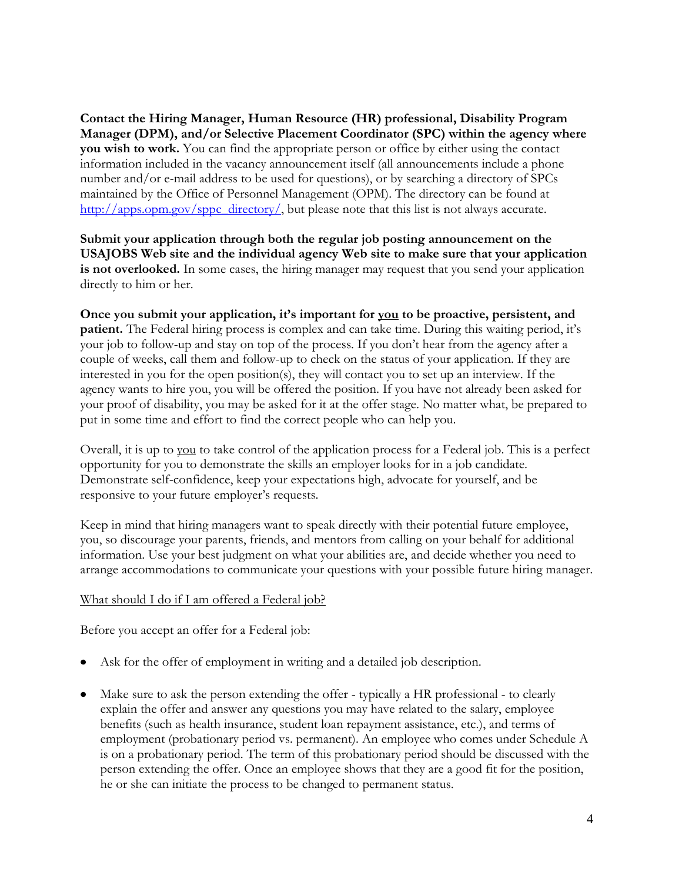**Contact the Hiring Manager, Human Resource (HR) professional, Disability Program Manager (DPM), and/or Selective Placement Coordinator (SPC) within the agency where you wish to work.** You can find the appropriate person or office by either using the contact information included in the vacancy announcement itself (all announcements include a phone number and/or e-mail address to be used for questions), or by searching a directory of SPCs maintained by the Office of Personnel Management (OPM). The directory can be found at [http://apps.opm.gov/sppc_directory/](http://apps.opm.gov/sppc_directory/), but please note that this list is not always accurate.

**Submit your application through both the regular job posting announcement on the USAJOBS Web site and the individual agency Web site to make sure that your application is not overlooked.** In some cases, the hiring manager may request that you send your application directly to him or her.

**Once you submit your application, it's important for <u>you</u> to be proactive, persistent, and patient.** The Federal hiring process is complex and can take time. During this waiting period, it's your job to follow-up and stay on top of the process. If you don't hear from the agency after a couple of weeks, call them and follow-up to check on the status of your application. If they are interested in you for the open position(s), they will contact you to set up an interview. If the agency wants to hire you, you will be offered the position. If you have not already been asked for your proof of disability, you may be asked for it at the offer stage. No matter what, be prepared to put in some time and effort to find the correct people who can help you.

Overall, it is up to <u>you</u> to take control of the application process for a Federal job. This is a perfect opportunity for you to demonstrate the skills an employer looks for in a job candidate. Demonstrate self-confidence, keep your expectations high, advocate for yourself, and be responsive to your future employer's requests.

Keep in mind that hiring managers want to speak directly with their potential future employee, you, so discourage your parents, friends, and mentors from calling on your behalf for additional information. Use your best judgment on what your abilities are, and decide whether you need to arrange accommodations to communicate your questions with your possible future hiring manager.

<u>What should I do if I am offered a Federal job?</u>

Before you accept an offer for a Federal job:

- Ask for the offer of employment in writing and a detailed job description.
- Make sure to ask the person extending the offer - typically a HR professional - to clearly explain the offer and answer any questions you may have related to the salary, employee benefits (such as health insurance, student loan repayment assistance, etc.), and terms of employment (probationary period vs. permanent). An employee who comes under Schedule A is on a probationary period. The term of this probationary period should be discussed with the person extending the offer. Once an employee shows that they are a good fit for the position, he or she can initiate the process to be changed to permanent status.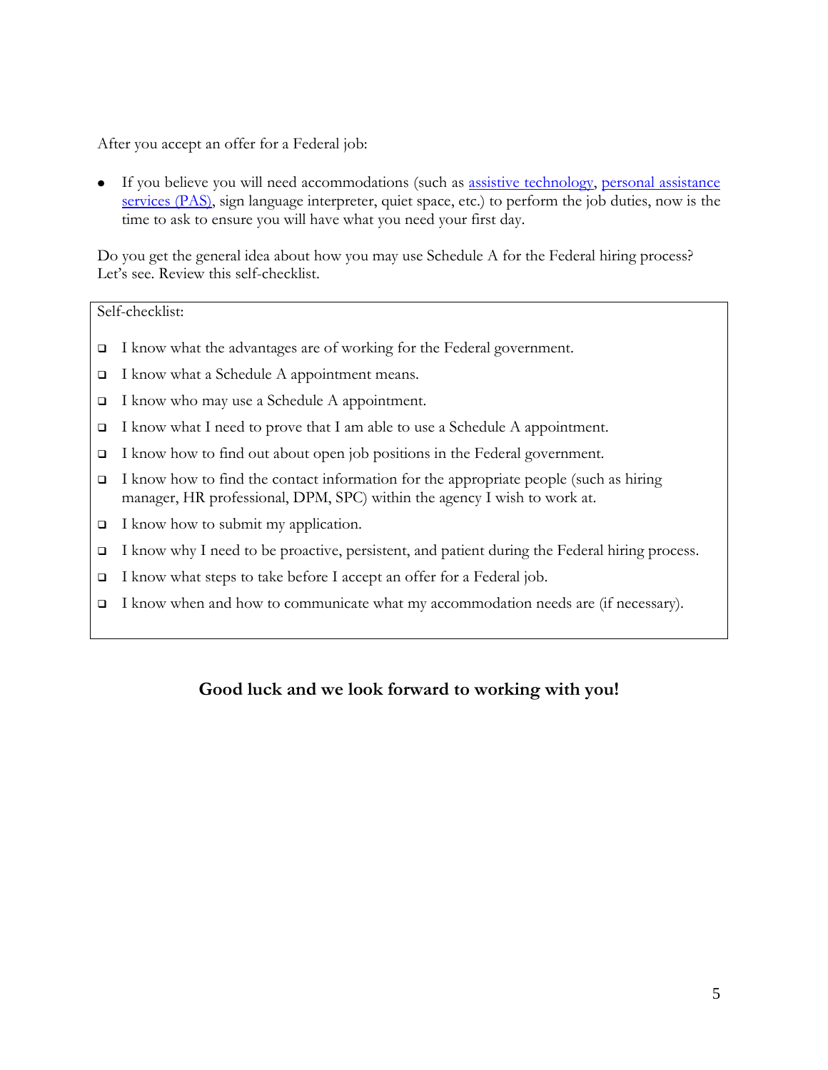After you accept an offer for a Federal job:

- If you believe you will need accommodations (such as assistive technology, personal assistance services (PAS), sign language interpreter, quiet space, etc.) to perform the job duties, now is the time to ask to ensure you will have what you need your first day.

Do you get the general idea about how you may use Schedule A for the Federal hiring process? Let's see. Review this self-checklist.

Self-checklist:

- [ ] I know what the advantages are of working for the Federal government.
- [ ] I know what a Schedule A appointment means.
- [ ] I know who may use a Schedule A appointment.
- [ ] I know what I need to prove that I am able to use a Schedule A appointment.
- [ ] I know how to find out about open job positions in the Federal government.
- [ ] I know how to find the contact information for the appropriate people (such as hiring manager, HR professional, DPM, SPC) within the agency I wish to work at.
- [ ] I know how to submit my application.
- [ ] I know why I need to be proactive, persistent, and patient during the Federal hiring process.
- [ ] I know what steps to take before I accept an offer for a Federal job.
- [ ] I know when and how to communicate what my accommodation needs are (if necessary).

**Good luck and we look forward to working with you!**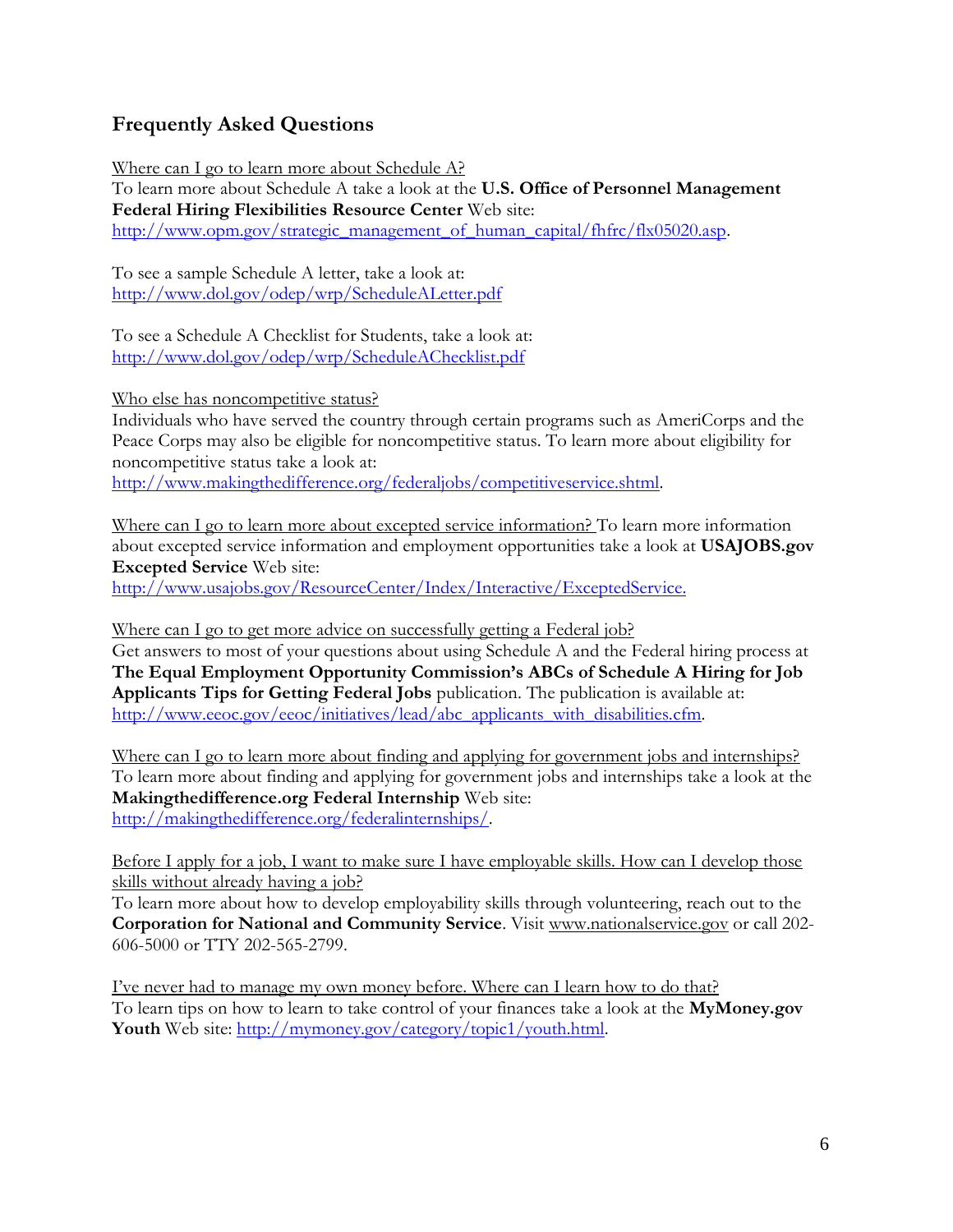## Frequently Asked Questions

Where can I go to learn more about Schedule A?
To learn more about Schedule A take a look at the **U.S. Office of Personnel Management Federal Hiring Flexibilities Resource Center** Web site: http://www.opm.gov/strategic_management_of_human_capital/fhfrc/flx05020.asp.

To see a sample Schedule A letter, take a look at: http://www.dol.gov/odep/wrp/ScheduleALetter.pdf

To see a Schedule A Checklist for Students, take a look at: http://www.dol.gov/odep/wrp/ScheduleAChecklist.pdf

Who else has noncompetitive status?
Individuals who have served the country through certain programs such as AmeriCorps and the Peace Corps may also be eligible for noncompetitive status. To learn more about eligibility for noncompetitive status take a look at: http://www.makingthedifference.org/federaljobs/competitiveservice.shtml.

Where can I go to learn more about excepted service information? To learn more information about excepted service information and employment opportunities take a look at **USAJOBS.gov Excepted Service** Web site: http://www.usajobs.gov/ResourceCenter/Index/Interactive/ExceptedService.

Where can I go to get more advice on successfully getting a Federal job?
Get answers to most of your questions about using Schedule A and the Federal hiring process at **The Equal Employment Opportunity Commission's ABCs of Schedule A Hiring for Job Applicants Tips for Getting Federal Jobs** publication. The publication is available at: http://www.eeoc.gov/eeoc/initiatives/lead/abc_applicants_with_disabilities.cfm.

Where can I go to learn more about finding and applying for government jobs and internships?
To learn more about finding and applying for government jobs and internships take a look at the **Makingthedifference.org Federal Internship** Web site: http://makingthedifference.org/federalinternships/.

Before I apply for a job, I want to make sure I have employable skills. How can I develop those skills without already having a job?
To learn more about how to develop employability skills through volunteering, reach out to the **Corporation for National and Community Service**. Visit www.nationalservice.gov or call 202-606-5000 or TTY 202-565-2799.

I've never had to manage my own money before. Where can I learn how to do that?
To learn tips on how to learn to take control of your finances take a look at the **MyMoney.gov Youth** Web site: http://mymoney.gov/category/topic1/youth.html.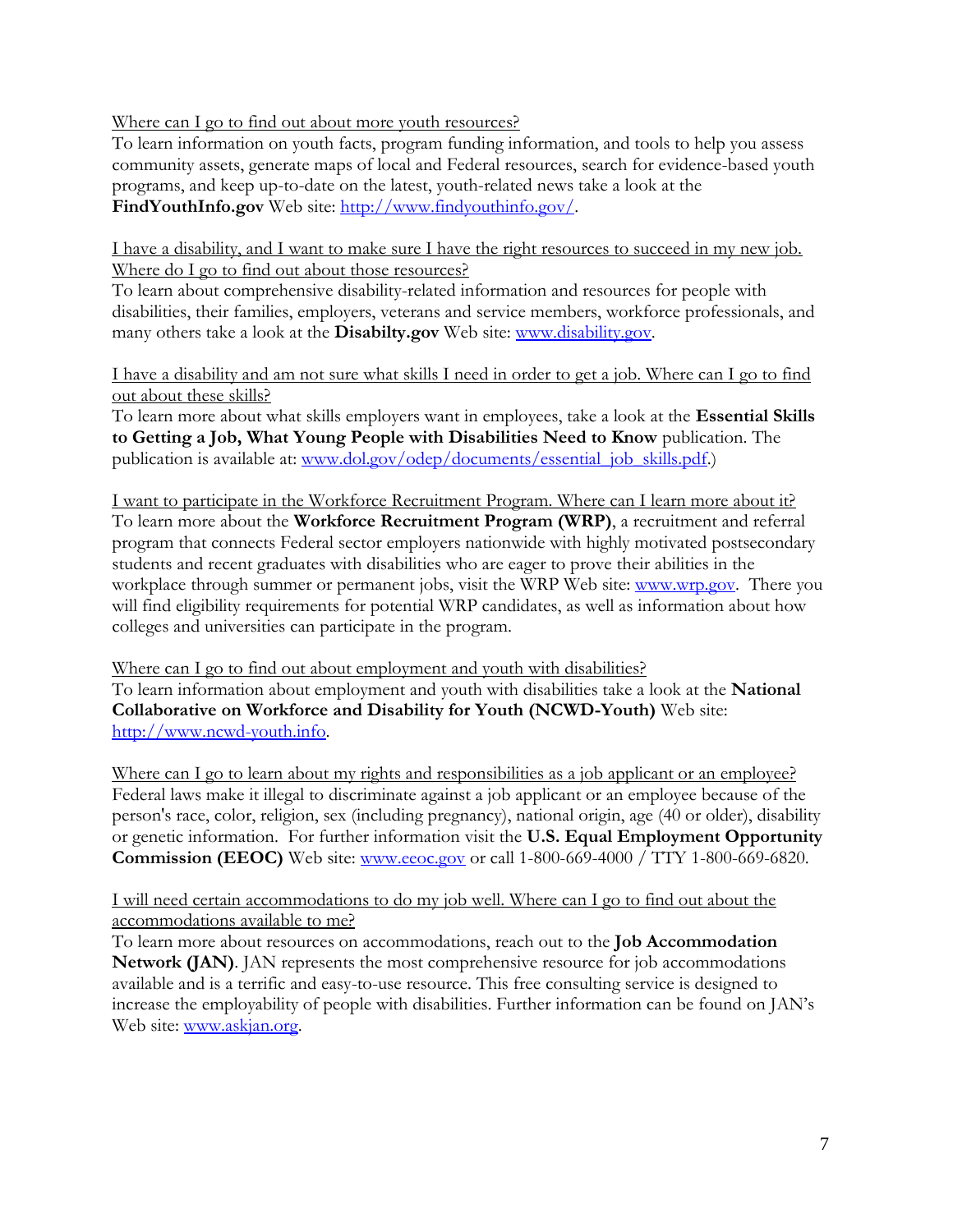Where can I go to find out about more youth resources?

To learn information on youth facts, program funding information, and tools to help you assess community assets, generate maps of local and Federal resources, search for evidence-based youth programs, and keep up-to-date on the latest, youth-related news take a look at the **FindYouthInfo.gov** Web site: [http://www.findyouthinfo.gov/](http://www.findyouthinfo.gov/).

I have a disability, and I want to make sure I have the right resources to succeed in my new job. Where do I go to find out about those resources?

To learn about comprehensive disability-related information and resources for people with disabilities, their families, employers, veterans and service members, workforce professionals, and many others take a look at the **Disabilty.gov** Web site: [www.disability.gov](www.disability.gov).

I have a disability and am not sure what skills I need in order to get a job. Where can I go to find out about these skills?

To learn more about what skills employers want in employees, take a look at the **Essential Skills to Getting a Job, What Young People with Disabilities Need to Know** publication. The publication is available at: [www.dol.gov/odep/documents/essential_job_skills.pdf](www.dol.gov/odep/documents/essential_job_skills.pdf).)

I want to participate in the Workforce Recruitment Program. Where can I learn more about it?

To learn more about the **Workforce Recruitment Program (WRP)**, a recruitment and referral program that connects Federal sector employers nationwide with highly motivated postsecondary students and recent graduates with disabilities who are eager to prove their abilities in the workplace through summer or permanent jobs, visit the WRP Web site: [www.wrp.gov](www.wrp.gov). There you will find eligibility requirements for potential WRP candidates, as well as information about how colleges and universities can participate in the program.

Where can I go to find out about employment and youth with disabilities?

To learn information about employment and youth with disabilities take a look at the **National Collaborative on Workforce and Disability for Youth (NCWD-Youth)** Web site: [http://www.ncwd-youth.info](http://www.ncwd-youth.info).

Where can I go to learn about my rights and responsibilities as a job applicant or an employee?

Federal laws make it illegal to discriminate against a job applicant or an employee because of the person's race, color, religion, sex (including pregnancy), national origin, age (40 or older), disability or genetic information. For further information visit the **U.S. Equal Employment Opportunity Commission (EEOC)** Web site: [www.eeoc.gov](www.eeoc.gov) or call 1-800-669-4000 / TTY 1-800-669-6820.

I will need certain accommodations to do my job well. Where can I go to find out about the accommodations available to me?

To learn more about resources on accommodations, reach out to the **Job Accommodation Network (JAN)**. JAN represents the most comprehensive resource for job accommodations available and is a terrific and easy-to-use resource. This free consulting service is designed to increase the employability of people with disabilities. Further information can be found on JAN's Web site: [www.askjan.org](www.askjan.org).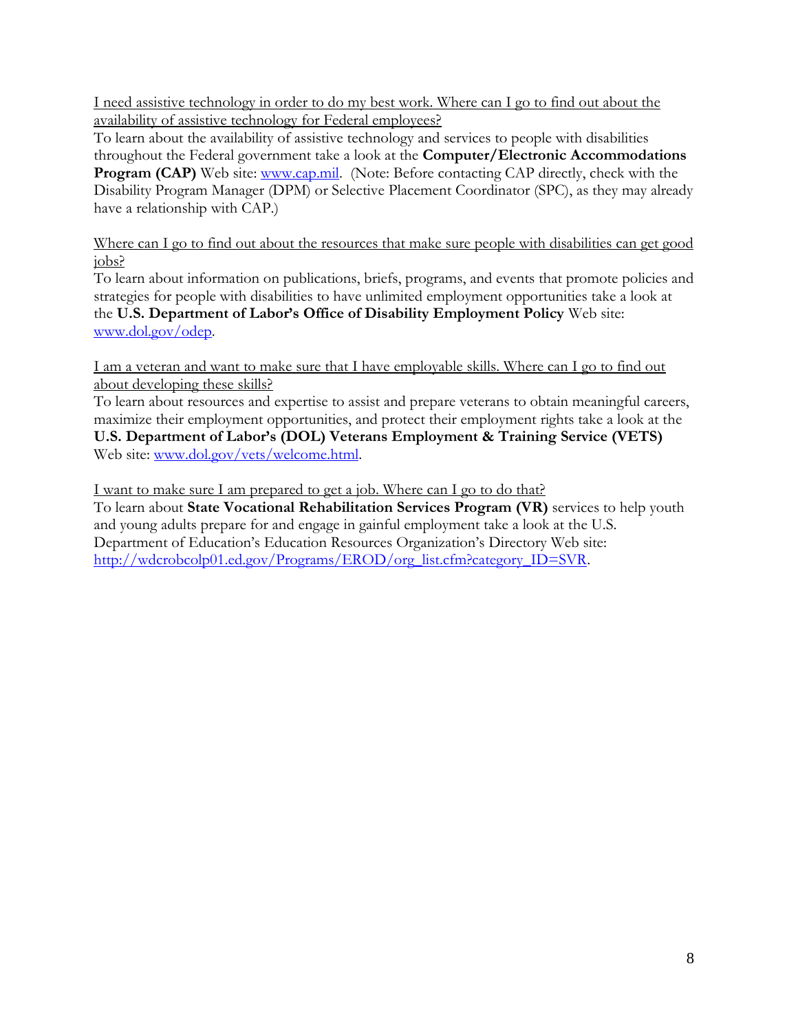I need assistive technology in order to do my best work. Where can I go to find out about the availability of assistive technology for Federal employees?

To learn about the availability of assistive technology and services to people with disabilities throughout the Federal government take a look at the **Computer/Electronic Accommodations Program (CAP)** Web site: [www.cap.mil](www.cap.mil). (Note: Before contacting CAP directly, check with the Disability Program Manager (DPM) or Selective Placement Coordinator (SPC), as they may already have a relationship with CAP.)

Where can I go to find out about the resources that make sure people with disabilities can get good jobs?

To learn about information on publications, briefs, programs, and events that promote policies and strategies for people with disabilities to have unlimited employment opportunities take a look at the **U.S. Department of Labor's Office of Disability Employment Policy** Web site: [www.dol.gov/odep](www.dol.gov/odep).

I am a veteran and want to make sure that I have employable skills. Where can I go to find out about developing these skills?

To learn about resources and expertise to assist and prepare veterans to obtain meaningful careers, maximize their employment opportunities, and protect their employment rights take a look at the **U.S. Department of Labor's (DOL) Veterans Employment & Training Service (VETS)** Web site: [www.dol.gov/vets/welcome.html](www.dol.gov/vets/welcome.html).

I want to make sure I am prepared to get a job. Where can I go to do that?

To learn about **State Vocational Rehabilitation Services Program (VR)** services to help youth and young adults prepare for and engage in gainful employment take a look at the U.S. Department of Education's Education Resources Organization's Directory Web site: [http://wdcrobcolp01.ed.gov/Programs/EROD/org_list.cfm?category_ID=SVR](http://wdcrobcolp01.ed.gov/Programs/EROD/org_list.cfm?category_ID=SVR).